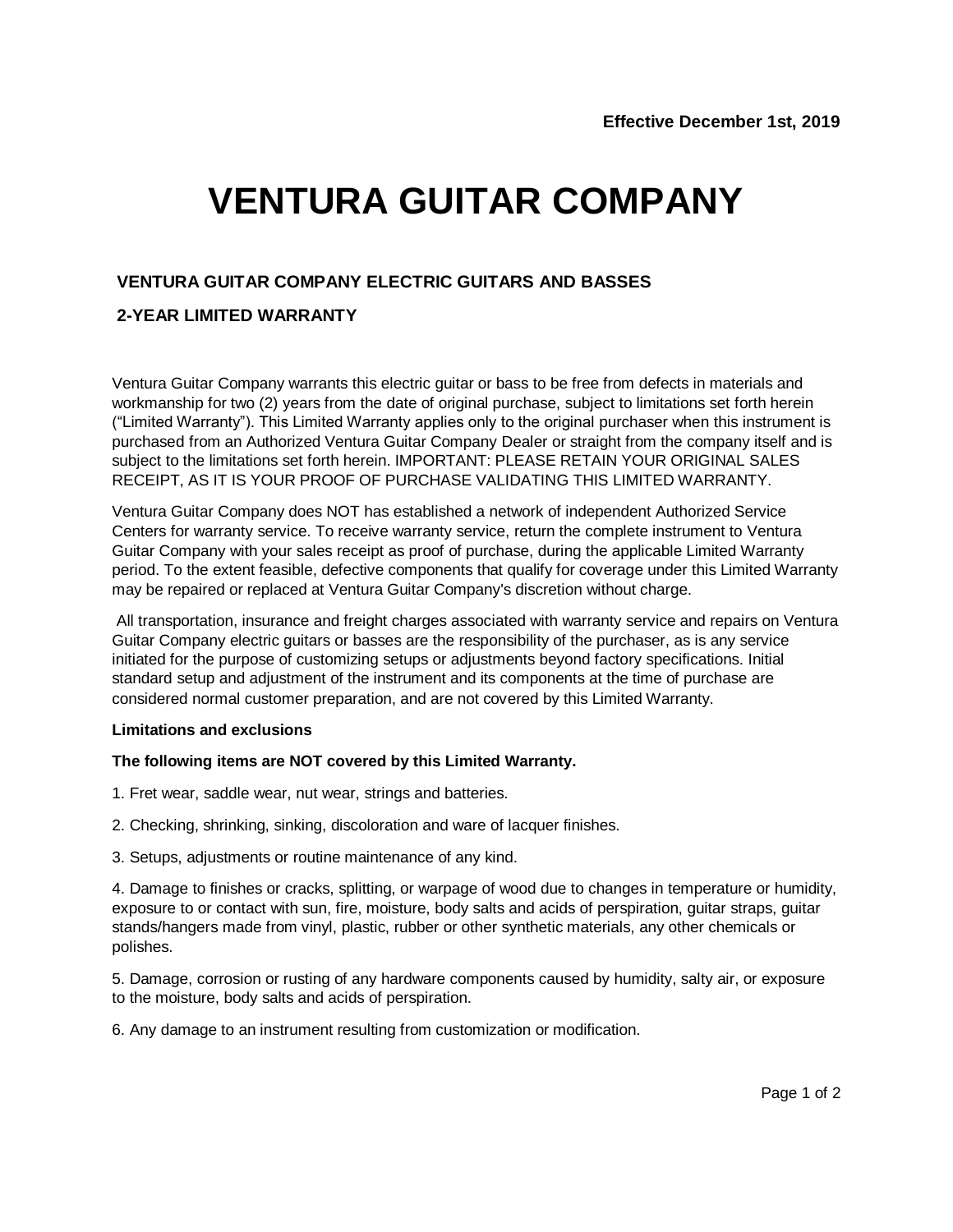**Effective December 1st, 2019**

# VENTURA GUITAR COMPANY

## VENTURA GUITAR COMPANY ELECTRIC GUITARS AND BASSES

## 2-YEAR LIMITED WARRANTY

Ventura Guitar Company warrants this electric guitar or bass to be free from defects in materials and workmanship for two (2) years from the date of original purchase, subject to limitations set forth herein ("Limited Warranty"). This Limited Warranty applies only to the original purchaser when this instrument is purchased from an Authorized Ventura Guitar Company Dealer or straight from the company itself and is subject to the limitations set forth herein. IMPORTANT: PLEASE RETAIN YOUR ORIGINAL SALES RECEIPT, AS IT IS YOUR PROOF OF PURCHASE VALIDATING THIS LIMITED WARRANTY.

Ventura Guitar Company does NOT has established a network of independent Authorized Service Centers for warranty service. To receive warranty service, return the complete instrument to Ventura Guitar Company with your sales receipt as proof of purchase, during the applicable Limited Warranty period. To the extent feasible, defective components that qualify for coverage under this Limited Warranty may be repaired or replaced at Ventura Guitar Company's discretion without charge.

All transportation, insurance and freight charges associated with warranty service and repairs on Ventura Guitar Company electric guitars or basses are the responsibility of the purchaser, as is any service initiated for the purpose of customizing setups or adjustments beyond factory specifications. Initial standard setup and adjustment of the instrument and its components at the time of purchase are considered normal customer preparation, and are not covered by this Limited Warranty.

**Limitations and exclusions**

**The following items are NOT covered by this Limited Warranty.**

1. Fret wear, saddle wear, nut wear, strings and batteries.

2. Checking, shrinking, sinking, discoloration and ware of lacquer finishes.

3. Setups, adjustments or routine maintenance of any kind.

4. Damage to finishes or cracks, splitting, or warpage of wood due to changes in temperature or humidity, exposure to or contact with sun, fire, moisture, body salts and acids of perspiration, guitar straps, guitar stands/hangers made from vinyl, plastic, rubber or other synthetic materials, any other chemicals or polishes.

5. Damage, corrosion or rusting of any hardware components caused by humidity, salty air, or exposure to the moisture, body salts and acids of perspiration.

6. Any damage to an instrument resulting from customization or modification.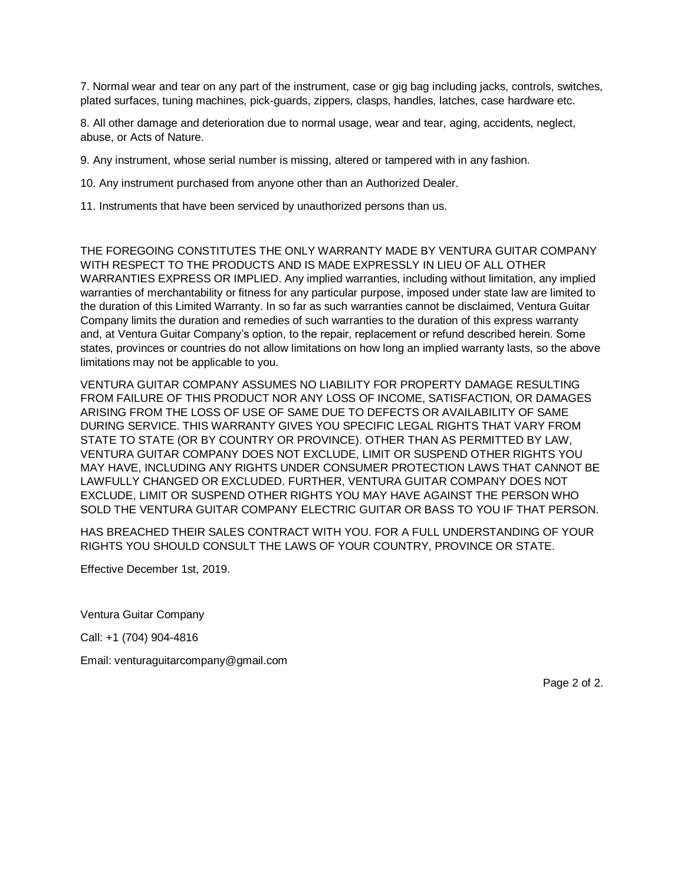7. Normal wear and tear on any part of the instrument, case or gig bag including jacks, controls, switches, plated surfaces, tuning machines, pick-guards, zippers, clasps, handles, latches, case hardware etc.

8. All other damage and deterioration due to normal usage, wear and tear, aging, accidents, neglect, abuse, or Acts of Nature.

9. Any instrument, whose serial number is missing, altered or tampered with in any fashion.

10. Any instrument purchased from anyone other than an Authorized Dealer.

11. Instruments that have been serviced by unauthorized persons than us.

THE FOREGOING CONSTITUTES THE ONLY WARRANTY MADE BY VENTURA GUITAR COMPANY WITH RESPECT TO THE PRODUCTS AND IS MADE EXPRESSLY IN LIEU OF ALL OTHER WARRANTIES EXPRESS OR IMPLIED. Any implied warranties, including without limitation, any implied warranties of merchantability or fitness for any particular purpose, imposed under state law are limited to the duration of this Limited Warranty. In so far as such warranties cannot be disclaimed, Ventura Guitar Company limits the duration and remedies of such warranties to the duration of this express warranty and, at Ventura Guitar Company's option, to the repair, replacement or refund described herein. Some states, provinces or countries do not allow limitations on how long an implied warranty lasts, so the above limitations may not be applicable to you.

VENTURA GUITAR COMPANY ASSUMES NO LIABILITY FOR PROPERTY DAMAGE RESULTING FROM FAILURE OF THIS PRODUCT NOR ANY LOSS OF INCOME, SATISFACTION, OR DAMAGES ARISING FROM THE LOSS OF USE OF SAME DUE TO DEFECTS OR AVAILABILITY OF SAME DURING SERVICE. THIS WARRANTY GIVES YOU SPECIFIC LEGAL RIGHTS THAT VARY FROM STATE TO STATE (OR BY COUNTRY OR PROVINCE). OTHER THAN AS PERMITTED BY LAW, VENTURA GUITAR COMPANY DOES NOT EXCLUDE, LIMIT OR SUSPEND OTHER RIGHTS YOU MAY HAVE, INCLUDING ANY RIGHTS UNDER CONSUMER PROTECTION LAWS THAT CANNOT BE LAWFULLY CHANGED OR EXCLUDED. FURTHER, VENTURA GUITAR COMPANY DOES NOT EXCLUDE, LIMIT OR SUSPEND OTHER RIGHTS YOU MAY HAVE AGAINST THE PERSON WHO SOLD THE VENTURA GUITAR COMPANY ELECTRIC GUITAR OR BASS TO YOU IF THAT PERSON.

HAS BREACHED THEIR SALES CONTRACT WITH YOU. FOR A FULL UNDERSTANDING OF YOUR RIGHTS YOU SHOULD CONSULT THE LAWS OF YOUR COUNTRY, PROVINCE OR STATE.

Effective December 1st, 2019.

Ventura Guitar Company

Call: +1 (704) 904-4816

Email: venturaguitarcompany@gmail.com